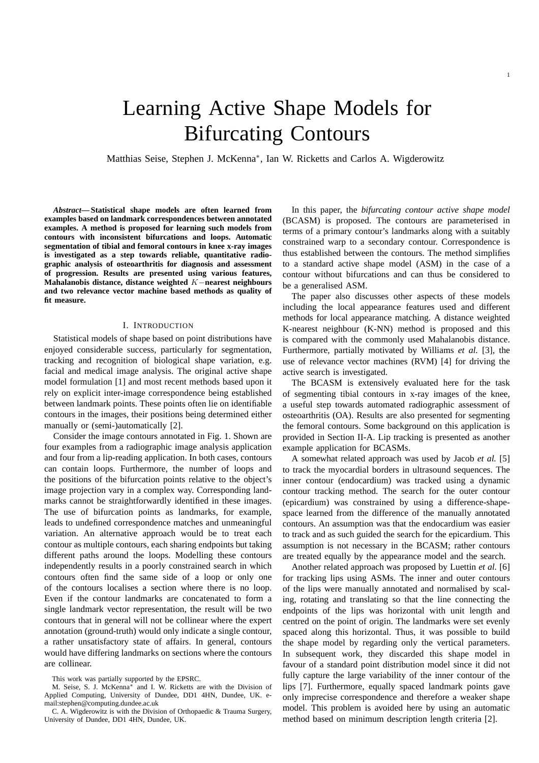# Learning Active Shape Models for Bifurcating Contours

Matthias Seise, Stephen J. McKenna*, Ian W. Ricketts and Carlos A. Wigderowitz

***Abstract*— Statistical shape models are often learned from examples based on landmark correspondences between annotated examples. A method is proposed for learning such models from contours with inconsistent bifurcations and loops. Automatic segmentation of tibial and femoral contours in knee x-ray images is investigated as a step towards reliable, quantitative radiographic analysis of osteoarthritis for diagnosis and assessment of progression. Results are presented using various features, Mahalanobis distance, distance weighted $K-$nearest neighbours and two relevance vector machine based methods as quality of fit measure.**

## I. Introduction

Statistical models of shape based on point distributions have enjoyed considerable success, particularly for segmentation, tracking and recognition of biological shape variation, e.g. facial and medical image analysis. The original active shape model formulation [1] and most recent methods based upon it rely on explicit inter-image correspondence being established between landmark points. These points often lie on identifiable contours in the images, their positions being determined either manually or (semi-)automatically [2].

Consider the image contours annotated in Fig. 1. Shown are four examples from a radiographic image analysis application and four from a lip-reading application. In both cases, contours can contain loops. Furthermore, the number of loops and the positions of the bifurcation points relative to the object's image projection vary in a complex way. Corresponding landmarks cannot be straightforwardly identified in these images. The use of bifurcation points as landmarks, for example, leads to undefined correspondence matches and unmeaningful variation. An alternative approach would be to treat each contour as multiple contours, each sharing endpoints but taking different paths around the loops. Modelling these contours independently results in a poorly constrained search in which contours often find the same side of a loop or only one of the contours localises a section where there is no loop. Even if the contour landmarks are concatenated to form a single landmark vector representation, the result will be two contours that in general will not be collinear where the expert annotation (ground-truth) would only indicate a single contour, a rather unsatisfactory state of affairs. In general, contours would have differing landmarks on sections where the contours are collinear.

This work was partially supported by the EPSRC.

M. Seise, S. J. McKenna* and I. W. Ricketts are with the Division of Applied Computing, University of Dundee, DD1 4HN, Dundee, UK. e-mail:stephen@computing.dundee.ac.uk

C. A. Wigderowitz is with the Division of Orthopaedic & Trauma Surgery, University of Dundee, DD1 4HN, Dundee, UK.

In this paper, the *bifurcating contour active shape model* (BCASM) is proposed. The contours are parameterised in terms of a primary contour's landmarks along with a suitably constrained warp to a secondary contour. Correspondence is thus established between the contours. The method simplifies to a standard active shape model (ASM) in the case of a contour without bifurcations and can thus be considered to be a generalised ASM.

The paper also discusses other aspects of these models including the local appearance features used and different methods for local appearance matching. A distance weighted K-nearest neighbour (K-NN) method is proposed and this is compared with the commonly used Mahalanobis distance. Furthermore, partially motivated by Williams *et al.* [3], the use of relevance vector machines (RVM) [4] for driving the active search is investigated.

The BCASM is extensively evaluated here for the task of segmenting tibial contours in x-ray images of the knee, a useful step towards automated radiographic assessment of osteoarthritis (OA). Results are also presented for segmenting the femoral contours. Some background on this application is provided in Section II-A. Lip tracking is presented as another example application for BCASMs.

A somewhat related approach was used by Jacob *et al.* [5] to track the myocardial borders in ultrasound sequences. The inner contour (endocardium) was tracked using a dynamic contour tracking method. The search for the outer contour (epicardium) was constrained by using a difference-shape-space learned from the difference of the manually annotated contours. An assumption was that the endocardium was easier to track and as such guided the search for the epicardium. This assumption is not necessary in the BCASM; rather contours are treated equally by the appearance model and the search.

Another related approach was proposed by Luettin *et al.* [6] for tracking lips using ASMs. The inner and outer contours of the lips were manually annotated and normalised by scaling, rotating and translating so that the line connecting the endpoints of the lips was horizontal with unit length and centred on the point of origin. The landmarks were set evenly spaced along this horizontal. Thus, it was possible to build the shape model by regarding only the vertical parameters. In subsequent work, they discarded this shape model in favour of a standard point distribution model since it did not fully capture the large variability of the inner contour of the lips [7]. Furthermore, equally spaced landmark points gave only imprecise correspondence and therefore a weaker shape model. This problem is avoided here by using an automatic method based on minimum description length criteria [2].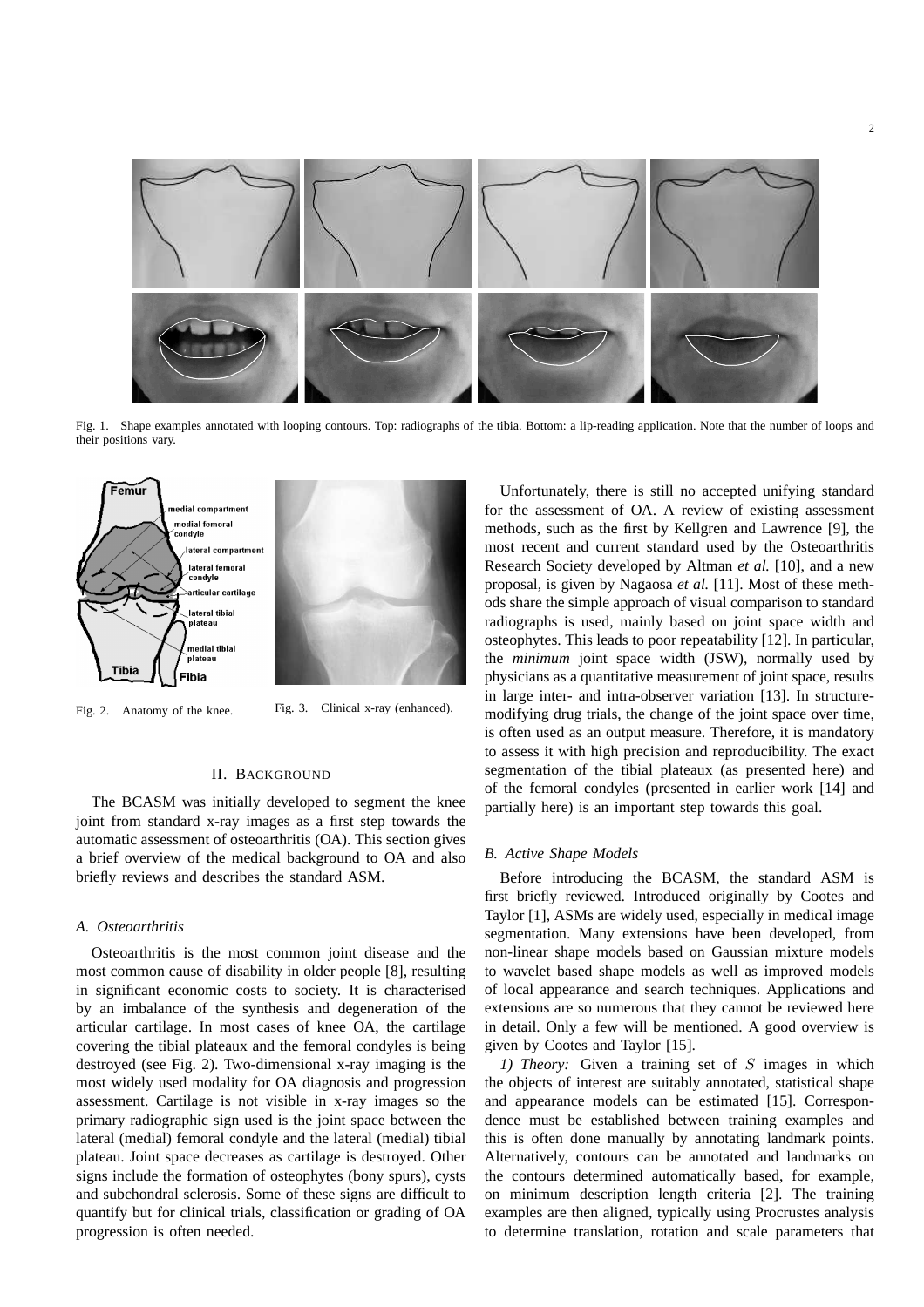Fig. 1. Shape examples annotated with looping contours. Top: radiographs of the tibia. Bottom: a lip-reading application. Note that the number of loops and their positions vary.

Fig. 2. Anatomy of the knee.

Fig. 3. Clinical x-ray (enhanced).

## II. Background

The BCASM was initially developed to segment the knee joint from standard x-ray images as a first step towards the automatic assessment of osteoarthritis (OA). This section gives a brief overview of the medical background to OA and also briefly reviews and describes the standard ASM.

### A. Osteoarthritis

Osteoarthritis is the most common joint disease and the most common cause of disability in older people [8], resulting in significant economic costs to society. It is characterised by an imbalance of the synthesis and degeneration of the articular cartilage. In most cases of knee OA, the cartilage covering the tibial plateaux and the femoral condyles is being destroyed (see Fig. 2). Two-dimensional x-ray imaging is the most widely used modality for OA diagnosis and progression assessment. Cartilage is not visible in x-ray images so the primary radiographic sign used is the joint space between the lateral (medial) femoral condyle and the lateral (medial) tibial plateau. Joint space decreases as cartilage is destroyed. Other signs include the formation of osteophytes (bony spurs), cysts and subchondral sclerosis. Some of these signs are difficult to quantify but for clinical trials, classification or grading of OA progression is often needed.

Unfortunately, there is still no accepted unifying standard for the assessment of OA. A review of existing assessment methods, such as the first by Kellgren and Lawrence [9], the most recent and current standard used by the Osteoarthritis Research Society developed by Altman *et al.* [10], and a new proposal, is given by Nagaosa *et al.* [11]. Most of these methods share the simple approach of visual comparison to standard radiographs is used, mainly based on joint space width and osteophytes. This leads to poor repeatability [12]. In particular, the *minimum* joint space width (JSW), normally used by physicians as a quantitative measurement of joint space, results in large inter- and intra-observer variation [13]. In structure-modifying drug trials, the change of the joint space over time, is often used as an output measure. Therefore, it is mandatory to assess it with high precision and reproducibility. The exact segmentation of the tibial plateaux (as presented here) and of the femoral condyles (presented in earlier work [14] and partially here) is an important step towards this goal.

### B. Active Shape Models

Before introducing the BCASM, the standard ASM is first briefly reviewed. Introduced originally by Cootes and Taylor [1], ASMs are widely used, especially in medical image segmentation. Many extensions have been developed, from non-linear shape models based on Gaussian mixture models to wavelet based shape models as well as improved models of local appearance and search techniques. Applications and extensions are so numerous that they cannot be reviewed here in detail. Only a few will be mentioned. A good overview is given by Cootes and Taylor [15].

*1) Theory:* Given a training set of $S$ images in which the objects of interest are suitably annotated, statistical shape and appearance models can be estimated [15]. Correspondence must be established between training examples and this is often done manually by annotating landmark points. Alternatively, contours can be annotated and landmarks on the contours determined automatically based, for example, on minimum description length criteria [2]. The training examples are then aligned, typically using Procrustes analysis to determine translation, rotation and scale parameters that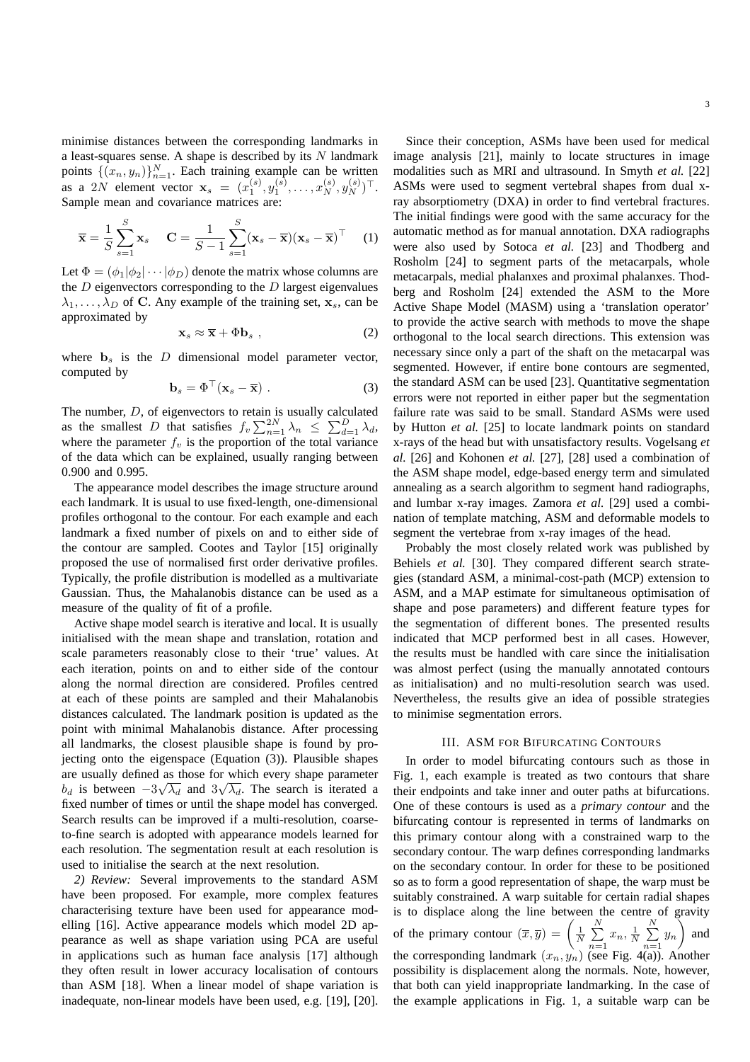minimise distances between the corresponding landmarks in a least-squares sense. A shape is described by its $N$ landmark points $\{(x_n, y_n)\}_{n=1}^{N}$. Each training example can be written as a $2N$ element vector $\mathbf{x}_s = (x_1^{(s)}, y_1^{(s)}, \dots, x_N^{(s)}, y_N^{(s)})^\top$. Sample mean and covariance matrices are:

$$\overline{\mathbf{x}} = \frac{1}{S}\sum_{s=1}^{S}\mathbf{x}_s \quad \mathbf{C} = \frac{1}{S-1}\sum_{s=1}^{S}(\mathbf{x}_s - \overline{\mathbf{x}})(\mathbf{x}_s - \overline{\mathbf{x}})^\top \tag{1}$$

Let $\Phi = (\phi_1|\phi_2|\cdots|\phi_D)$ denote the matrix whose columns are the $D$ eigenvectors corresponding to the $D$ largest eigenvalues $\lambda_1, \dots, \lambda_D$ of $\mathbf{C}$. Any example of the training set, $\mathbf{x}_s$, can be approximated by

$$\mathbf{x}_s \approx \overline{\mathbf{x}} + \Phi\mathbf{b}_s \ , \tag{2}$$

where $\mathbf{b}_s$ is the $D$ dimensional model parameter vector, computed by

$$\mathbf{b}_s = \Phi^\top(\mathbf{x}_s - \overline{\mathbf{x}}) \ . \tag{3}$$

The number, $D$, of eigenvectors to retain is usually calculated as the smallest $D$ that satisfies $f_v \sum_{n=1}^{2N} \lambda_n \leq \sum_{d=1}^{D} \lambda_d$, where the parameter $f_v$ is the proportion of the total variance of the data which can be explained, usually ranging between 0.900 and 0.995.

The appearance model describes the image structure around each landmark. It is usual to use fixed-length, one-dimensional profiles orthogonal to the contour. For each example and each landmark a fixed number of pixels on and to either side of the contour are sampled. Cootes and Taylor [15] originally proposed the use of normalised first order derivative profiles. Typically, the profile distribution is modelled as a multivariate Gaussian. Thus, the Mahalanobis distance can be used as a measure of the quality of fit of a profile.

Active shape model search is iterative and local. It is usually initialised with the mean shape and translation, rotation and scale parameters reasonably close to their 'true' values. At each iteration, points on and to either side of the contour along the normal direction are considered. Profiles centred at each of these points are sampled and their Mahalanobis distances calculated. The landmark position is updated as the point with minimal Mahalanobis distance. After processing all landmarks, the closest plausible shape is found by projecting onto the eigenspace (Equation (3)). Plausible shapes are usually defined as those for which every shape parameter $b_d$ is between $-3\sqrt{\lambda_d}$ and $3\sqrt{\lambda_d}$. The search is iterated a fixed number of times or until the shape model has converged. Search results can be improved if a multi-resolution, coarse-to-fine search is adopted with appearance models learned for each resolution. The segmentation result at each resolution is used to initialise the search at the next resolution.

*2) Review:* Several improvements to the standard ASM have been proposed. For example, more complex features characterising texture have been used for appearance modelling [16]. Active appearance models which model 2D appearance as well as shape variation using PCA are useful in applications such as human face analysis [17] although they often result in lower accuracy localisation of contours than ASM [18]. When a linear model of shape variation is inadequate, non-linear models have been used, e.g. [19], [20].

Since their conception, ASMs have been used for medical image analysis [21], mainly to locate structures in image modalities such as MRI and ultrasound. In Smyth *et al.* [22] ASMs were used to segment vertebral shapes from dual x-ray absorptiometry (DXA) in order to find vertebral fractures. The initial findings were good with the same accuracy for the automatic method as for manual annotation. DXA radiographs were also used by Sotoca *et al.* [23] and Thodberg and Rosholm [24] to segment parts of the metacarpals, whole metacarpals, medial phalanxes and proximal phalanxes. Thodberg and Rosholm [24] extended the ASM to the More Active Shape Model (MASM) using a 'translation operator' to provide the active search with methods to move the shape orthogonal to the local search directions. This extension was necessary since only a part of the shaft on the metacarpal was segmented. However, if entire bone contours are segmented, the standard ASM can be used [23]. Quantitative segmentation errors were not reported in either paper but the segmentation failure rate was said to be small. Standard ASMs were used by Hutton *et al.* [25] to locate landmark points on standard x-rays of the head but with unsatisfactory results. Vogelsang *et al.* [26] and Kohonen *et al.* [27], [28] used a combination of the ASM shape model, edge-based energy term and simulated annealing as a search algorithm to segment hand radiographs, and lumbar x-ray images. Zamora *et al.* [29] used a combination of template matching, ASM and deformable models to segment the vertebrae from x-ray images of the head.

Probably the most closely related work was published by Behiels *et al.* [30]. They compared different search strategies (standard ASM, a minimal-cost-path (MCP) extension to ASM, and a MAP estimate for simultaneous optimisation of shape and pose parameters) and different feature types for the segmentation of different bones. The presented results indicated that MCP performed best in all cases. However, the results must be handled with care since the initialisation was almost perfect (using the manually annotated contours as initialisation) and no multi-resolution search was used. Nevertheless, the results give an idea of possible strategies to minimise segmentation errors.

## III. ASM for Bifurcating Contours

In order to model bifurcating contours such as those in Fig. 1, each example is treated as two contours that share their endpoints and take inner and outer paths at bifurcations. One of these contours is used as a *primary contour* and the bifurcating contour is represented in terms of landmarks on this primary contour along with a constrained warp to the secondary contour. The warp defines corresponding landmarks on the secondary contour. In order for these to be positioned so as to form a good representation of shape, the warp must be suitably constrained. A warp suitable for certain radial shapes is to displace along the line between the centre of gravity of the primary contour $(\overline{x}, \overline{y}) = \left(\frac{1}{N}\sum_{n=1}^{N} x_n, \frac{1}{N}\sum_{n=1}^{N} y_n\right)$ and the corresponding landmark $(x_n, y_n)$ (see Fig. 4(a)). Another possibility is displacement along the normals. Note, however, that both can yield inappropriate landmarking. In the case of the example applications in Fig. 1, a suitable warp can be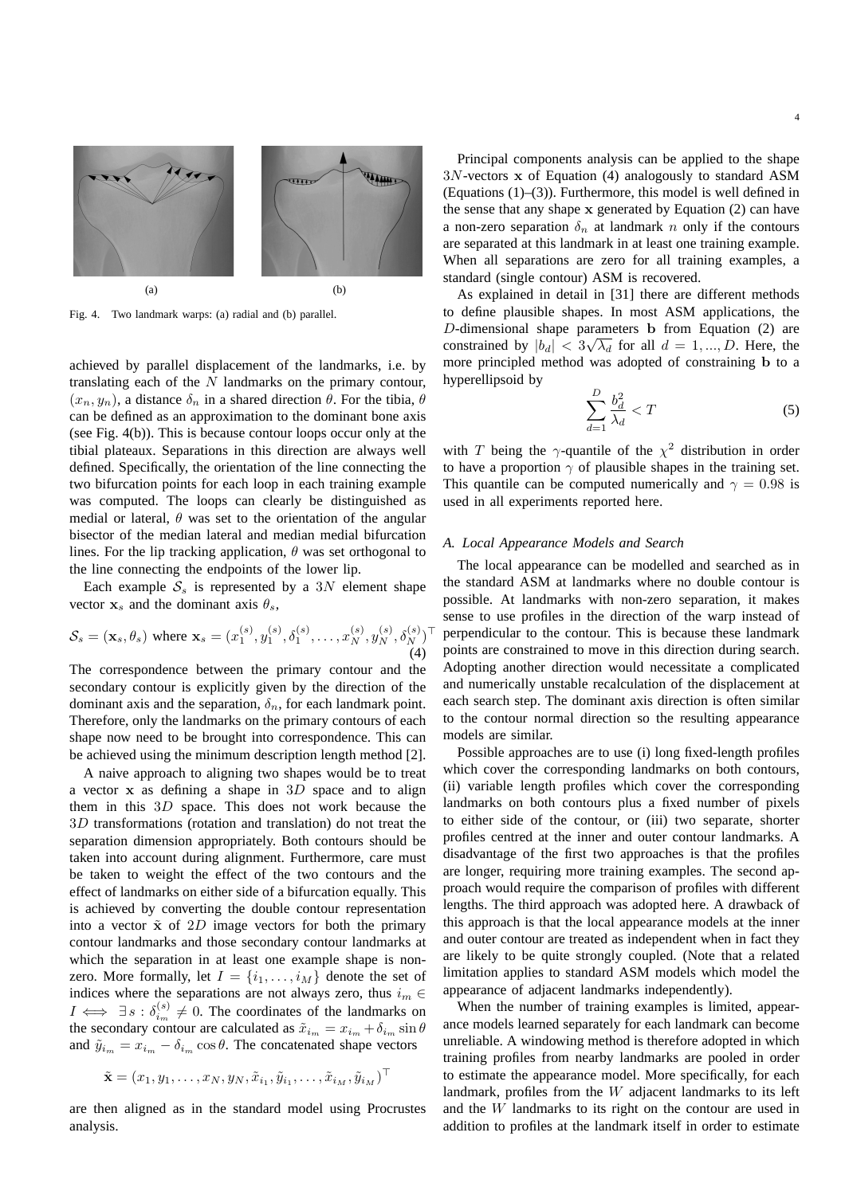Fig. 4. Two landmark warps: (a) radial and (b) parallel.

achieved by parallel displacement of the landmarks, i.e. by translating each of the $N$ landmarks on the primary contour, $(x_n, y_n)$, a distance $\delta_n$ in a shared direction $\theta$. For the tibia, $\theta$ can be defined as an approximation to the dominant bone axis (see Fig. 4(b)). This is because contour loops occur only at the tibial plateaux. Separations in this direction are always well defined. Specifically, the orientation of the line connecting the two bifurcation points for each loop in each training example was computed. The loops can clearly be distinguished as medial or lateral, $\theta$ was set to the orientation of the angular bisector of the median lateral and median medial bifurcation lines. For the lip tracking application, $\theta$ was set orthogonal to the line connecting the endpoints of the lower lip.

Each example $\mathcal{S}_s$ is represented by a $3N$ element shape vector $\mathbf{x}_s$ and the dominant axis $\theta_s$,

$$\mathcal{S}_s = (\mathbf{x}_s, \theta_s) \text{ where } \mathbf{x}_s = (x_1^{(s)}, y_1^{(s)}, \delta_1^{(s)}, \ldots, x_N^{(s)}, y_N^{(s)}, \delta_N^{(s)})^\top \tag{4}$$

The correspondence between the primary contour and the secondary contour is explicitly given by the direction of the dominant axis and the separation, $\delta_n$, for each landmark point. Therefore, only the landmarks on the primary contours of each shape now need to be brought into correspondence. This can be achieved using the minimum description length method [2].

A naive approach to aligning two shapes would be to treat a vector $\mathbf{x}$ as defining a shape in $3D$ space and to align them in this $3D$ space. This does not work because the $3D$ transformations (rotation and translation) do not treat the separation dimension appropriately. Both contours should be taken into account during alignment. Furthermore, care must be taken to weight the effect of the two contours and the effect of landmarks on either side of a bifurcation equally. This is achieved by converting the double contour representation into a vector $\tilde{\mathbf{x}}$ of $2D$ image vectors for both the primary contour landmarks and those secondary contour landmarks at which the separation in at least one example shape is non-zero. More formally, let $I = \{i_1, \ldots, i_M\}$ denote the set of indices where the separations are not always zero, thus $i_m \in I \iff \exists s : \delta_{i_m}^{(s)} \neq 0$. The coordinates of the landmarks on the secondary contour are calculated as $\tilde{x}_{i_m} = x_{i_m} + \delta_{i_m} \sin\theta$ and $\tilde{y}_{i_m} = x_{i_m} - \delta_{i_m} \cos\theta$. The concatenated shape vectors

$$\tilde{\mathbf{x}} = (x_1, y_1, \ldots, x_N, y_N, \tilde{x}_{i_1}, \tilde{y}_{i_1}, \ldots, \tilde{x}_{i_M}, \tilde{y}_{i_M})^\top$$

are then aligned as in the standard model using Procrustes analysis.

Principal components analysis can be applied to the shape $3N$-vectors $\mathbf{x}$ of Equation (4) analogously to standard ASM (Equations (1)–(3)). Furthermore, this model is well defined in the sense that any shape $\mathbf{x}$ generated by Equation (2) can have a non-zero separation $\delta_n$ at landmark $n$ only if the contours are separated at this landmark in at least one training example. When all separations are zero for all training examples, a standard (single contour) ASM is recovered.

As explained in detail in [31] there are different methods to define plausible shapes. In most ASM applications, the $D$-dimensional shape parameters $\mathbf{b}$ from Equation (2) are constrained by $|b_d| < 3\sqrt{\lambda_d}$ for all $d = 1, ..., D$. Here, the more principled method was adopted of constraining $\mathbf{b}$ to a hyperellipsoid by

$$\sum_{d=1}^{D} \frac{b_d^2}{\lambda_d} < T \tag{5}$$

with $T$ being the $\gamma$-quantile of the $\chi^2$ distribution in order to have a proportion $\gamma$ of plausible shapes in the training set. This quantile can be computed numerically and $\gamma = 0.98$ is used in all experiments reported here.

### *A. Local Appearance Models and Search*

The local appearance can be modelled and searched as in the standard ASM at landmarks where no double contour is possible. At landmarks with non-zero separation, it makes sense to use profiles in the direction of the warp instead of perpendicular to the contour. This is because these landmark points are constrained to move in this direction during search. Adopting another direction would necessitate a complicated and numerically unstable recalculation of the displacement at each search step. The dominant axis direction is often similar to the contour normal direction so the resulting appearance models are similar.

Possible approaches are to use (i) long fixed-length profiles which cover the corresponding landmarks on both contours, (ii) variable length profiles which cover the corresponding landmarks on both contours plus a fixed number of pixels to either side of the contour, or (iii) two separate, shorter profiles centred at the inner and outer contour landmarks. A disadvantage of the first two approaches is that the profiles are longer, requiring more training examples. The second approach would require the comparison of profiles with different lengths. The third approach was adopted here. A drawback of this approach is that the local appearance models at the inner and outer contour are treated as independent when in fact they are likely to be quite strongly coupled. (Note that a related limitation applies to standard ASM models which model the appearance of adjacent landmarks independently).

When the number of training examples is limited, appearance models learned separately for each landmark can become unreliable. A windowing method is therefore adopted in which training profiles from nearby landmarks are pooled in order to estimate the appearance model. More specifically, for each landmark, profiles from the $W$ adjacent landmarks to its left and the $W$ landmarks to its right on the contour are used in addition to profiles at the landmark itself in order to estimate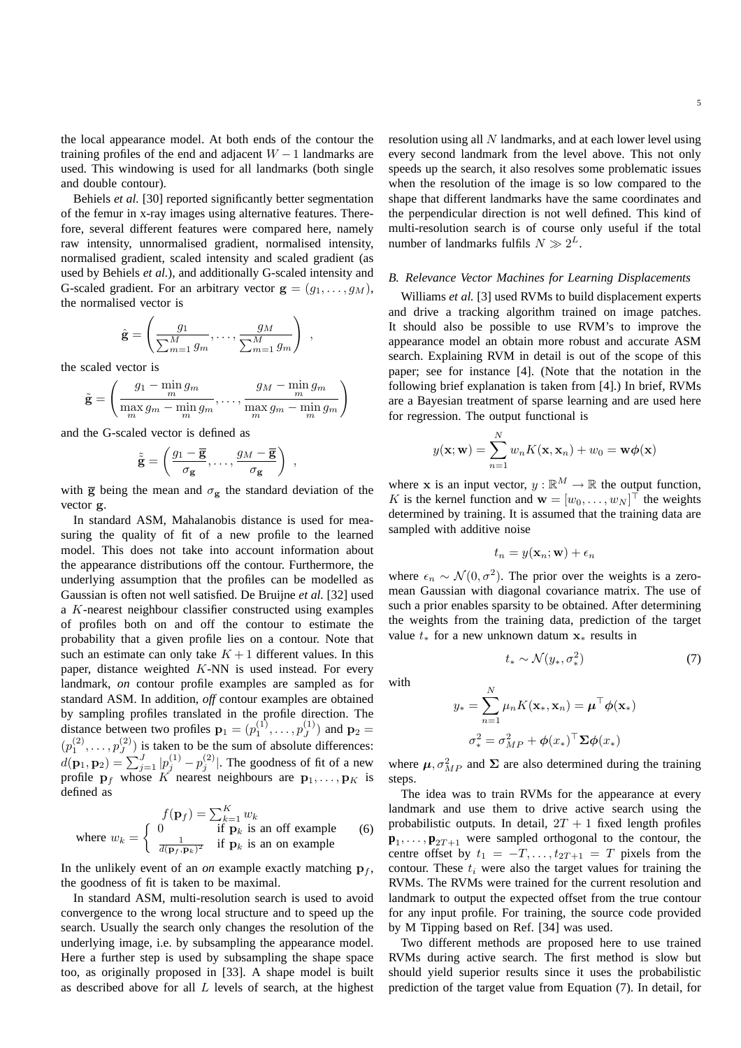the local appearance model. At both ends of the contour the training profiles of the end and adjacent $W-1$ landmarks are used. This windowing is used for all landmarks (both single and double contour).

Behiels *et al.* [30] reported significantly better segmentation of the femur in x-ray images using alternative features. Therefore, several different features were compared here, namely raw intensity, unnormalised gradient, normalised intensity, normalised gradient, scaled intensity and scaled gradient (as used by Behiels *et al.*), and additionally G-scaled intensity and G-scaled gradient. For an arbitrary vector $\mathbf{g} = (g_1, \ldots, g_M)$, the normalised vector is

$$\hat{\mathbf{g}} = \left( \frac{g_1}{\sum_{m=1}^{M} g_m}, \ldots, \frac{g_M}{\sum_{m=1}^{M} g_m} \right) ,$$

the scaled vector is

$$\tilde{\mathbf{g}} = \left( \frac{g_1 - \min\limits_{m} g_m}{\max\limits_{m} g_m - \min\limits_{m} g_m}, \ldots, \frac{g_M - \min\limits_{m} g_m}{\max\limits_{m} g_m - \min\limits_{m} g_m} \right)$$

and the G-scaled vector is defined as

$$\tilde{\tilde{\mathbf{g}}} = \left( \frac{g_1 - \overline{\mathbf{g}}}{\sigma_{\mathbf{g}}}, \ldots, \frac{g_M - \overline{\mathbf{g}}}{\sigma_{\mathbf{g}}} \right) ,$$

with $\overline{\mathbf{g}}$ being the mean and $\sigma_{\mathbf{g}}$ the standard deviation of the vector $\mathbf{g}$.

In standard ASM, Mahalanobis distance is used for measuring the quality of fit of a new profile to the learned model. This does not take into account information about the appearance distributions off the contour. Furthermore, the underlying assumption that the profiles can be modelled as Gaussian is often not well satisfied. De Bruijne *et al.* [32] used a $K$-nearest neighbour classifier constructed using examples of profiles both on and off the contour to estimate the probability that a given profile lies on a contour. Note that such an estimate can only take $K+1$ different values. In this paper, distance weighted $K$-NN is used instead. For every landmark, *on* contour profile examples are sampled as for standard ASM. In addition, *off* contour examples are obtained by sampling profiles translated in the profile direction. The distance between two profiles $\mathbf{p}_1 = (p_1^{(1)}, \ldots, p_J^{(1)})$ and $\mathbf{p}_2 = (p_1^{(2)}, \ldots, p_J^{(2)})$ is taken to be the sum of absolute differences: $d(\mathbf{p}_1, \mathbf{p}_2) = \sum_{j=1}^{J} |p_j^{(1)} - p_j^{(2)}|$. The goodness of fit of a new profile $\mathbf{p}_f$ whose $K$ nearest neighbours are $\mathbf{p}_1, \ldots, \mathbf{p}_K$ is defined as

$$f(\mathbf{p}_f) = \sum_{k=1}^{K} w_k$$
$$\text{where } w_k = \begin{cases} 0 & \text{if } \mathbf{p}_k \text{ is an off example} \\ \frac{1}{d(\mathbf{p}_f, \mathbf{p}_k)^2} & \text{if } \mathbf{p}_k \text{ is an on example} \end{cases} \tag{6}$$

In the unlikely event of an *on* example exactly matching $\mathbf{p}_f$, the goodness of fit is taken to be maximal.

In standard ASM, multi-resolution search is used to avoid convergence to the wrong local structure and to speed up the search. Usually the search only changes the resolution of the underlying image, i.e. by subsampling the appearance model. Here a further step is used by subsampling the shape space too, as originally proposed in [33]. A shape model is built as described above for all $L$ levels of search, at the highest resolution using all $N$ landmarks, and at each lower level using every second landmark from the level above. This not only speeds up the search, it also resolves some problematic issues when the resolution of the image is so low compared to the shape that different landmarks have the same coordinates and the perpendicular direction is not well defined. This kind of multi-resolution search is of course only useful if the total number of landmarks fulfils $N \gg 2^L$.

### B. Relevance Vector Machines for Learning Displacements

Williams *et al.* [3] used RVMs to build displacement experts and drive a tracking algorithm trained on image patches. It should also be possible to use RVM's to improve the appearance model an obtain more robust and accurate ASM search. Explaining RVM in detail is out of the scope of this paper; see for instance [4]. (Note that the notation in the following brief explanation is taken from [4].) In brief, RVMs are a Bayesian treatment of sparse learning and are used here for regression. The output functional is

$$y(\mathbf{x}; \mathbf{w}) = \sum_{n=1}^{N} w_n K(\mathbf{x}, \mathbf{x}_n) + w_0 = \mathbf{w}\boldsymbol{\phi}(\mathbf{x})$$

where $\mathbf{x}$ is an input vector, $y : \mathbb{R}^M \rightarrow \mathbb{R}$ the output function, $K$ is the kernel function and $\mathbf{w} = [w_0, \ldots, w_N]^\top$ the weights determined by training. It is assumed that the training data are sampled with additive noise

$$t_n = y(\mathbf{x}_n; \mathbf{w}) + \epsilon_n$$

where $\epsilon_n \sim \mathcal{N}(0, \sigma^2)$. The prior over the weights is a zero-mean Gaussian with diagonal covariance matrix. The use of such a prior enables sparsity to be obtained. After determining the weights from the training data, prediction of the target value $t_*$ for a new unknown datum $\mathbf{x}_*$ results in

$$t_* \sim \mathcal{N}(y_*, \sigma_*^2) \tag{7}$$

with

$$y_* = \sum_{n=1}^{N} \mu_n K(\mathbf{x}_*, \mathbf{x}_n) = \boldsymbol{\mu}^\top \boldsymbol{\phi}(\mathbf{x}_*)$$

$$\sigma_*^2 = \sigma_{MP}^2 + \boldsymbol{\phi}(x_*)^\top \boldsymbol{\Sigma} \boldsymbol{\phi}(x_*)$$

where $\boldsymbol{\mu}, \sigma_{MP}^2$ and $\boldsymbol{\Sigma}$ are also determined during the training steps.

The idea was to train RVMs for the appearance at every landmark and use them to drive active search using the probabilistic outputs. In detail, $2T+1$ fixed length profiles $\mathbf{p}_1, \ldots, \mathbf{p}_{2T+1}$ were sampled orthogonal to the contour, the centre offset by $t_1 = -T, \ldots, t_{2T+1} = T$ pixels from the contour. These $t_i$ were also the target values for training the RVMs. The RVMs were trained for the current resolution and landmark to output the expected offset from the true contour for any input profile. For training, the source code provided by M Tipping based on Ref. [34] was used.

Two different methods are proposed here to use trained RVMs during active search. The first method is slow but should yield superior results since it uses the probabilistic prediction of the target value from Equation (7). In detail, for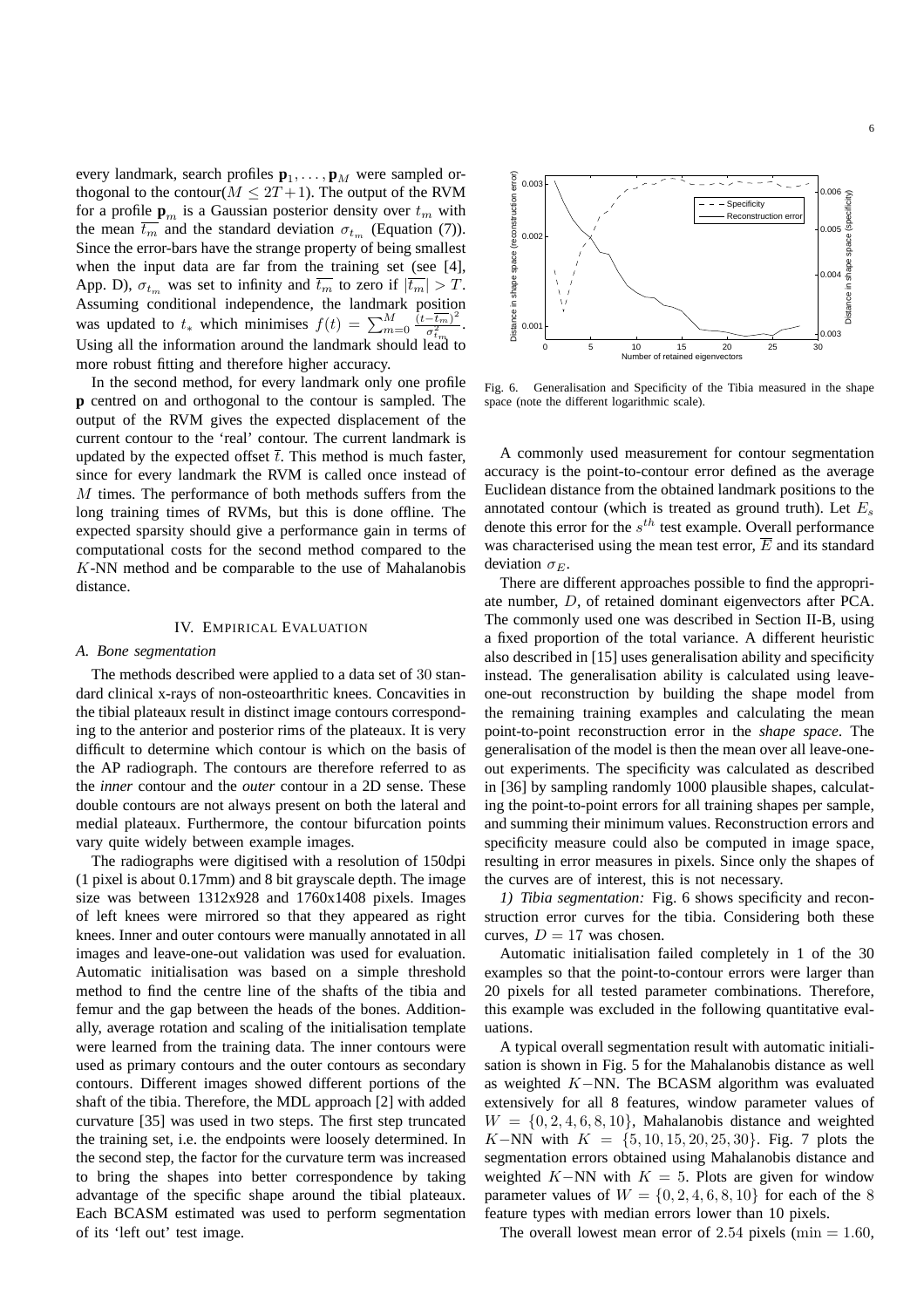every landmark, search profiles $\mathbf{p}_1, \ldots, \mathbf{p}_M$ were sampled orthogonal to the contour($M \leq 2T+1$). The output of the RVM for a profile $\mathbf{p}_m$ is a Gaussian posterior density over $t_m$ with the mean $\overline{t_m}$ and the standard deviation $\sigma_{t_m}$ (Equation (7)). Since the error-bars have the strange property of being smallest when the input data are far from the training set (see [4], App. D), $\sigma_{t_m}$ was set to infinity and $\overline{t_m}$ to zero if $|\overline{t_m}| > T$. Assuming conditional independence, the landmark position was updated to $t_*$ which minimises $f(t) = \sum_{m=0}^{M} \frac{(t-\overline{t_m})^2}{\sigma_{t_m}^2}$. Using all the information around the landmark should lead to more robust fitting and therefore higher accuracy.

In the second method, for every landmark only one profile $\mathbf{p}$ centred on and orthogonal to the contour is sampled. The output of the RVM gives the expected displacement of the current contour to the 'real' contour. The current landmark is updated by the expected offset $\overline{t}$. This method is much faster, since for every landmark the RVM is called once instead of $M$ times. The performance of both methods suffers from the long training times of RVMs, but this is done offline. The expected sparsity should give a performance gain in terms of computational costs for the second method compared to the $K$-NN method and be comparable to the use of Mahalanobis distance.

## IV. Empirical Evaluation

### A. Bone segmentation

The methods described were applied to a data set of 30 standard clinical x-rays of non-osteoarthritic knees. Concavities in the tibial plateaux result in distinct image contours corresponding to the anterior and posterior rims of the plateaux. It is very difficult to determine which contour is which on the basis of the AP radiograph. The contours are therefore referred to as the *inner* contour and the *outer* contour in a 2D sense. These double contours are not always present on both the lateral and medial plateaux. Furthermore, the contour bifurcation points vary quite widely between example images.

The radiographs were digitised with a resolution of 150dpi (1 pixel is about 0.17mm) and 8 bit grayscale depth. The image size was between 1312x928 and 1760x1408 pixels. Images of left knees were mirrored so that they appeared as right knees. Inner and outer contours were manually annotated in all images and leave-one-out validation was used for evaluation. Automatic initialisation was based on a simple threshold method to find the centre line of the shafts of the tibia and femur and the gap between the heads of the bones. Additionally, average rotation and scaling of the initialisation template were learned from the training data. The inner contours were used as primary contours and the outer contours as secondary contours. Different images showed different portions of the shaft of the tibia. Therefore, the MDL approach [2] with added curvature [35] was used in two steps. The first step truncated the training set, i.e. the endpoints were loosely determined. In the second step, the factor for the curvature term was increased to bring the shapes into better correspondence by taking advantage of the specific shape around the tibial plateaux. Each BCASM estimated was used to perform segmentation of its 'left out' test image.

Fig. 6. Generalisation and Specificity of the Tibia measured in the shape space (note the different logarithmic scale).

A commonly used measurement for contour segmentation accuracy is the point-to-contour error defined as the average Euclidean distance from the obtained landmark positions to the annotated contour (which is treated as ground truth). Let $E_s$ denote this error for the $s^{th}$ test example. Overall performance was characterised using the mean test error, $\overline{E}$ and its standard deviation $\sigma_E$.

There are different approaches possible to find the appropriate number, $D$, of retained dominant eigenvectors after PCA. The commonly used one was described in Section II-B, using a fixed proportion of the total variance. A different heuristic also described in [15] uses generalisation ability and specificity instead. The generalisation ability is calculated using leave-one-out reconstruction by building the shape model from the remaining training examples and calculating the mean point-to-point reconstruction error in the *shape space*. The generalisation of the model is then the mean over all leave-one-out experiments. The specificity was calculated as described in [36] by sampling randomly 1000 plausible shapes, calculating the point-to-point errors for all training shapes per sample, and summing their minimum values. Reconstruction errors and specificity measure could also be computed in image space, resulting in error measures in pixels. Since only the shapes of the curves are of interest, this is not necessary.

*1) Tibia segmentation:* Fig. 6 shows specificity and reconstruction error curves for the tibia. Considering both these curves, $D = 17$ was chosen.

Automatic initialisation failed completely in 1 of the 30 examples so that the point-to-contour errors were larger than 20 pixels for all tested parameter combinations. Therefore, this example was excluded in the following quantitative evaluations.

A typical overall segmentation result with automatic initialisation is shown in Fig. 5 for the Mahalanobis distance as well as weighted $K-$NN. The BCASM algorithm was evaluated extensively for all 8 features, window parameter values of $W = \{0, 2, 4, 6, 8, 10\}$, Mahalanobis distance and weighted $K-$NN with $K = \{5, 10, 15, 20, 25, 30\}$. Fig. 7 plots the segmentation errors obtained using Mahalanobis distance and weighted $K-$NN with $K = 5$. Plots are given for window parameter values of $W = \{0, 2, 4, 6, 8, 10\}$ for each of the 8 feature types with median errors lower than 10 pixels.

The overall lowest mean error of 2.54 pixels ($\min = 1.60$,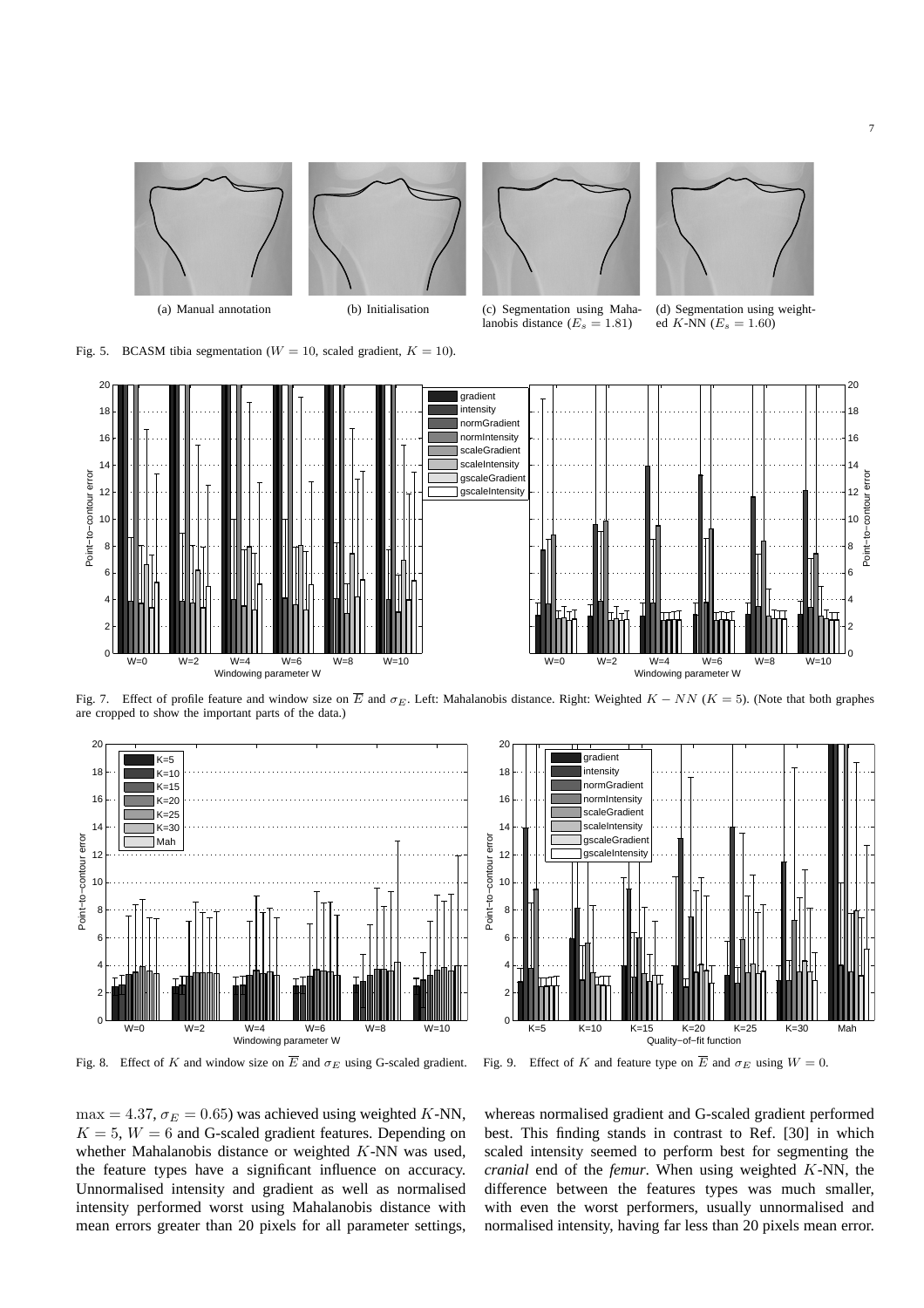(a) Manual annotation

(b) Initialisation

(c) Segmentation using Mahalanobis distance ($E_s = 1.81$)

(d) Segmentation using weighted $K$-NN ($E_s = 1.60$)

Fig. 5. BCASM tibia segmentation ($W = 10$, scaled gradient, $K = 10$).

Fig. 7. Effect of profile feature and window size on $\overline{E}$ and $\sigma_E$. Left: Mahalanobis distance. Right: Weighted $K-NN$ ($K = 5$). (Note that both graphes are cropped to show the important parts of the data.)

Fig. 8. Effect of $K$ and window size on $\overline{E}$ and $\sigma_E$ using G-scaled gradient.

Fig. 9. Effect of $K$ and feature type on $\overline{E}$ and $\sigma_E$ using $W = 0$.

$\max = 4.37$, $\sigma_E = 0.65$) was achieved using weighted $K$-NN, $K = 5$, $W = 6$ and G-scaled gradient features. Depending on whether Mahalanobis distance or weighted $K$-NN was used, the feature types have a significant influence on accuracy. Unnormalised intensity and gradient as well as normalised intensity performed worst using Mahalanobis distance with mean errors greater than 20 pixels for all parameter settings, whereas normalised gradient and G-scaled gradient performed best. This finding stands in contrast to Ref. [30] in which scaled intensity seemed to perform best for segmenting the *cranial* end of the *femur*. When using weighted $K$-NN, the difference between the features types was much smaller, with even the worst performers, usually unnormalised and normalised intensity, having far less than 20 pixels mean error.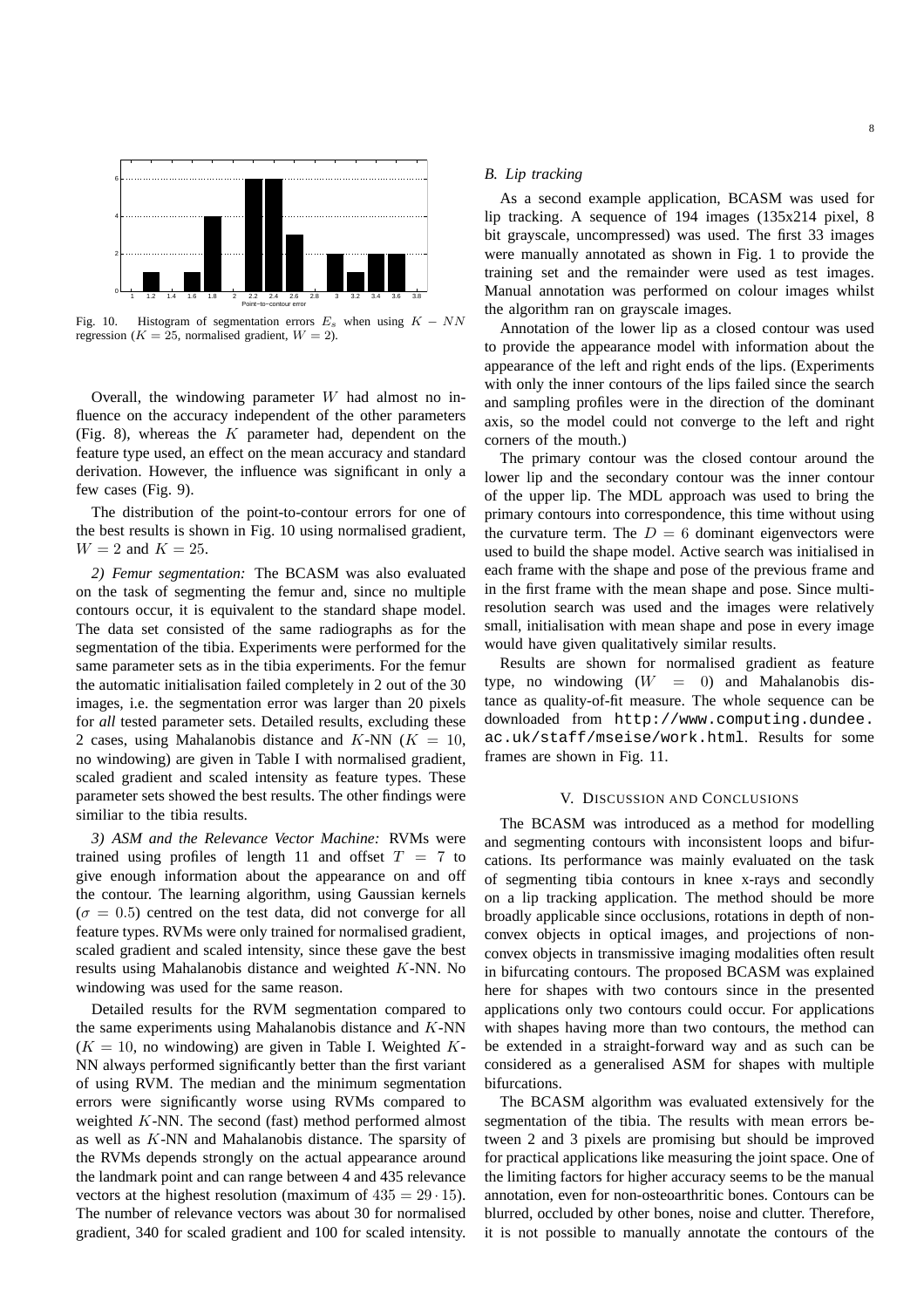Fig. 10. Histogram of segmentation errors $E_s$ when using $K-NN$ regression ($K=25$, normalised gradient, $W=2$).

Overall, the windowing parameter $W$ had almost no influence on the accuracy independent of the other parameters (Fig. 8), whereas the $K$ parameter had, dependent on the feature type used, an effect on the mean accuracy and standard derivation. However, the influence was significant in only a few cases (Fig. 9).

The distribution of the point-to-contour errors for one of the best results is shown in Fig. 10 using normalised gradient, $W=2$ and $K=25$.

*2) Femur segmentation:* The BCASM also evaluated on the task of segmenting the femur and, since no multiple contours occur, it is equivalent to the standard shape model. The data set consisted of the same radiographs as for the segmentation of the tibia. Experiments were performed for the same parameter sets as in the tibia experiments. For the femur the automatic initialisation failed completely in 2 out of the 30 images, i.e. the segmentation error was larger than 20 pixels for *all* tested parameter sets. Detailed results, excluding these 2 cases, using Mahalanobis distance and $K$-NN ($K=10$, no windowing) are given in Table I with normalised gradient, scaled gradient and scaled intensity as feature types. These parameter sets showed the best results. The other findings were similiar to the tibia results.

*3) ASM and the Relevance Vector Machine:* RVMs were trained using profiles of length 11 and offset $T=7$ to give enough information about the appearance on and off the contour. The learning algorithm, using Gaussian kernels ($\sigma=0.5$) centred on the test data, did not converge for all feature types. RVMs were only trained for normalised gradient, scaled gradient and scaled intensity, since these gave the best results using Mahalanobis distance and weighted $K$-NN. No windowing was used for the same reason.

Detailed results for the RVM segmentation compared to the same experiments using Mahalanobis distance and $K$-NN ($K=10$, no windowing) are given in Table I. Weighted $K$-NN always performed significantly better than the first variant of using RVM. The median and the minimum segmentation errors were significantly worse using RVMs compared to weighted $K$-NN. The second (fast) method performed almost as well as $K$-NN and Mahalanobis distance. The sparsity of the RVMs depends strongly on the actual appearance around the landmark point and can range between 4 and 435 relevance vectors at the highest resolution (maximum of $435 = 29 \cdot 15$). The number of relevance vectors was about 30 for normalised gradient, 340 for scaled gradient and 100 for scaled intensity.

### B. Lip tracking

As a second example application, BCASM was used for lip tracking. A sequence of 194 images (135x214 pixel, 8 bit grayscale, uncompressed) was used. The first 33 images were manually annotated as shown in Fig. 1 to provide the training set and the remainder were used as test images. Manual annotation was performed on colour images whilst the algorithm ran on grayscale images.

Annotation of the lower lip as a closed contour was used to provide the appearance model with information about the appearance of the left and right ends of the lips. (Experiments with only the inner contours of the lips failed since the search and sampling profiles were in the direction of the dominant axis, so the model could not converge to the left and right corners of the mouth.)

The primary contour was the closed contour around the lower lip and the secondary contour was the inner contour of the upper lip. The MDL approach was used to bring the primary contours into correspondence, this time without using the curvature term. The $D=6$ dominant eigenvectors were used to build the shape model. Active search was initialised in each frame with the shape and pose of the previous frame and in the first frame with the mean shape and pose. Since multi-resolution search was used and the images were relatively small, initialisation with mean shape and pose in every image would have given qualitatively similar results.

Results are shown for normalised gradient as feature type, no windowing ($W=0$) and Mahalanobis distance as quality-of-fit measure. The whole sequence can be downloaded from `http://www.computing.dundee.ac.uk/staff/mseise/work.html`. Results for some frames are shown in Fig. 11.

## V. Discussion and Conclusions

The BCASM was introduced as a method for modelling and segmenting contours with inconsistent loops and bifurcations. Its performance was mainly evaluated on the task of segmenting tibia contours in knee x-rays and secondly on a lip tracking application. The method should be more broadly applicable since occlusions, rotations in depth of non-convex objects in optical images, and projections of non-convex objects in transmissive imaging modalities often result in bifurcating contours. The proposed BCASM was explained here for shapes with two contours since in the presented applications only two contours could occur. For applications with shapes having more than two contours, the method can be extended in a straight-forward way and as such can be considered as a generalised ASM for shapes with multiple bifurcations.

The BCASM algorithm was evaluated extensively for the segmentation of the tibia. The results with mean errors between 2 and 3 pixels are promising but should be improved for practical applications like measuring the joint space. One of the limiting factors for higher accuracy seems to be the manual annotation, even for non-osteoarthritic bones. Contours can be blurred, occluded by other bones, noise and clutter. Therefore, it is not possible to manually annotate the contours of the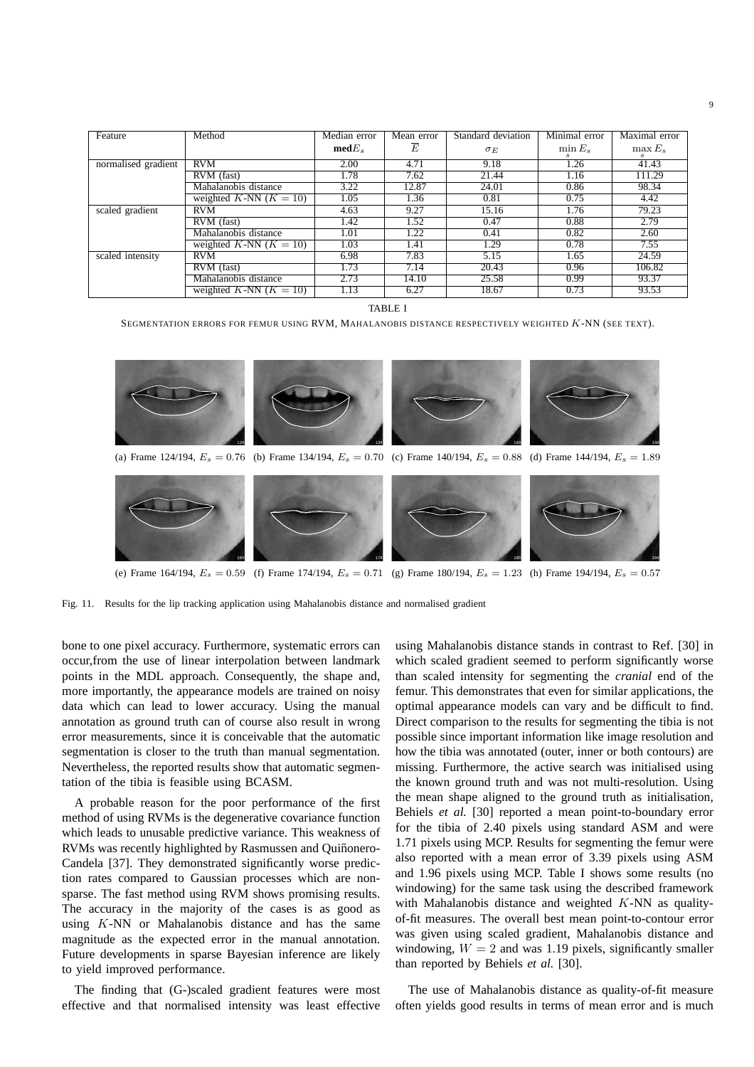| Feature | Method | Median error $\mathbf{med} E_s$ | Mean error $\overline{E}$ | Standard deviation $\sigma_E$ | Minimal error $\min_s E_s$ | Maximal error $\max_s E_s$ |
|---|---|---|---|---|---|---|
| normalised gradient | RVM | 2.00 | 4.71 | 9.18 | 1.26 | 41.43 |
| | RVM (fast) | 1.78 | 7.62 | 21.44 | 1.16 | 111.29 |
| | Mahalanobis distance | 3.22 | 12.87 | 24.01 | 0.86 | 98.34 |
| | weighted $K$-NN ($K = 10$) | 1.05 | 1.36 | 0.81 | 0.75 | 4.42 |
| scaled gradient | RVM | 4.63 | 9.27 | 15.16 | 1.76 | 79.23 |
| | RVM (fast) | 1.42 | 1.52 | 0.47 | 0.88 | 2.79 |
| | Mahalanobis distance | 1.01 | 1.22 | 0.41 | 0.82 | 2.60 |
| | weighted $K$-NN ($K = 10$) | 1.03 | 1.41 | 1.29 | 0.78 | 7.55 |
| scaled intensity | RVM | 6.98 | 7.83 | 5.15 | 1.65 | 24.59 |
| | RVM (fast) | 1.73 | 7.14 | 20.43 | 0.96 | 106.82 |
| | Mahalanobis distance | 2.73 | 14.10 | 25.58 | 0.99 | 93.37 |
| | weighted $K$-NN ($K = 10$) | 1.13 | 6.27 | 18.67 | 0.73 | 93.53 |

TABLE I

SEGMENTATION ERRORS FOR FEMUR USING RVM, MAHALANOBIS DISTANCE RESPECTIVELY WEIGHTED $K$-NN (SEE TEXT).

(a) Frame 124/194, $E_s = 0.76$ (b) Frame 134/194, $E_s = 0.70$ (c) Frame 140/194, $E_s = 0.88$ (d) Frame 144/194, $E_s = 1.89$

(e) Frame 164/194, $E_s = 0.59$ (f) Frame 174/194, $E_s = 0.71$ (g) Frame 180/194, $E_s = 1.23$ (h) Frame 194/194, $E_s = 0.57$

Fig. 11. Results for the lip tracking application using Mahalanobis distance and normalised gradient

bone to one pixel accuracy. Furthermore, systematic errors can occur,from the use of linear interpolation between landmark points in the MDL approach. Consequently, the shape and, more importantly, the appearance models are trained on noisy data which can lead to lower accuracy. Using the manual annotation as ground truth can of course also result in wrong error measurements, since it is conceivable that the automatic segmentation is closer to the truth than manual segmentation. Nevertheless, the reported results show that automatic segmentation of the tibia is feasible using BCASM.

A probable reason for the poor performance of the first method of using RVMs is the degenerative covariance function which leads to unusable predictive variance. This weakness of RVMs was recently highlighted by Rasmussen and Quiñonero-Candela [37]. They demonstrated significantly worse prediction rates compared to Gaussian processes which are non-sparse. The fast method using RVM shows promising results. The accuracy in the majority of the cases is as good as using $K$-NN or Mahalanobis distance and has the same magnitude as the expected error in the manual annotation. Future developments in sparse Bayesian inference are likely to yield improved performance.

The finding that (G-)scaled gradient features were most effective and that normalised intensity was least effective using Mahalanobis distance stands in contrast to Ref. [30] in which scaled gradient seemed to perform significantly worse than scaled intensity for segmenting the *cranial* end of the femur. This demonstrates that even for similar applications, the optimal appearance models can vary and be difficult to find. Direct comparison to the results for segmenting the tibia is not possible since important information like image resolution and how the tibia was annotated (outer, inner or both contours) are missing. Furthermore, the active search was initialised using the known ground truth and was not multi-resolution. Using the mean shape aligned to the ground truth as initialisation, Behiels *et al.* [30] reported a mean point-to-boundary error for the tibia of 2.40 pixels using standard ASM and were 1.71 pixels using MCP. Results for segmenting the femur were also reported with a mean error of 3.39 pixels using ASM and 1.96 pixels using MCP. Table I shows some results (no windowing) for the same task using the described framework with Mahalanobis distance and weighted $K$-NN as quality-of-fit measures. The overall best mean point-to-contour error was given using scaled gradient, Mahalanobis distance and windowing, $W = 2$ and was 1.19 pixels, significantly smaller than reported by Behiels *et al.* [30].

The use of Mahalanobis distance as quality-of-fit measure often yields good results in terms of mean error and is much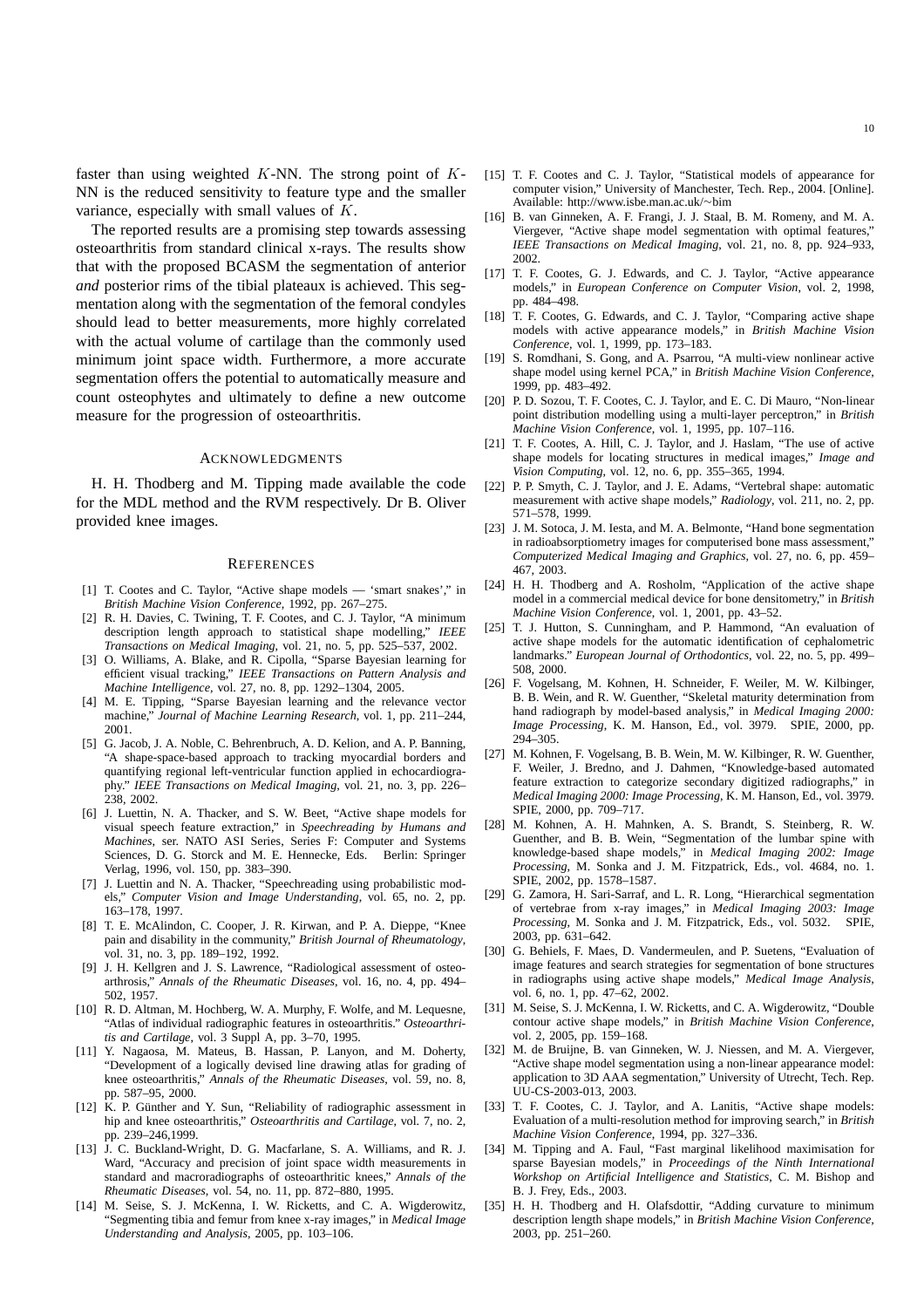faster than using weighted $K$-NN. The strong point of $K$-NN is the reduced sensitivity to feature type and the smaller variance, especially with small values of $K$.

The reported results are a promising step towards assessing osteoarthritis from standard clinical x-rays. The results show that with the proposed BCASM the segmentation of anterior *and* posterior rims of the tibial plateaux is achieved. This segmentation along with the segmentation of the femoral condyles should lead to better measurements, more highly correlated with the actual volume of cartilage than the commonly used minimum joint space width. Furthermore, a more accurate segmentation offers the potential to automatically measure and count osteophytes and ultimately to define a new outcome measure for the progression of osteoarthritis.

## Acknowledgments

H. H. Thodberg and M. Tipping made available the code for the MDL method and the RVM respectively. Dr B. Oliver provided knee images.

## References

[1] T. Cootes and C. Taylor, "Active shape models — 'smart snakes'," in *British Machine Vision Conference*, 1992, pp. 267–275.

[2] R. H. Davies, C. Twining, T. F. Cootes, and C. J. Taylor, "A minimum description length approach to statistical shape modelling," *IEEE Transactions on Medical Imaging*, vol. 21, no. 5, pp. 525–537, 2002.

[3] O. Williams, A. Blake, and R. Cipolla, "Sparse Bayesian learning for efficient visual tracking," *IEEE Transactions on Pattern Analysis and Machine Intelligence*, vol. 27, no. 8, pp. 1292–1304, 2005.

[4] M. E. Tipping, "Sparse Bayesian learning and the relevance vector machine," *Journal of Machine Learning Research*, vol. 1, pp. 211–244, 2001.

[5] G. Jacob, J. A. Noble, C. Behrenbruch, A. D. Kelion, and A. P. Banning, "A shape-space-based approach to tracking myocardial borders and quantifying regional left-ventricular function applied in echocardiography," *IEEE Transactions on Medical Imaging*, vol. 21, no. 3, pp. 226–238, 2002.

[6] J. Luettin, N. A. Thacker, and S. W. Beet, "Active shape models for visual speech feature extraction," in *Speechreading by Humans and Machines*, ser. NATO ASI Series, Series F: Computer and Systems Sciences, D. G. Storck and M. E. Hennecke, Eds. Berlin: Springer Verlag, 1996, vol. 150, pp. 383–390.

[7] J. Luettin and N. A. Thacker, "Speechreading using probabilistic models," *Computer Vision and Image Understanding*, vol. 65, no. 2, pp. 163–178, 1997.

[8] T. E. McAlindon, C. Cooper, J. R. Kirwan, and P. A. Dieppe, "Knee pain and disability in the community," *British Journal of Rheumatology*, vol. 31, no. 3, pp. 189–192, 1992.

[9] J. H. Kellgren and J. S. Lawrence, "Radiological assessment of osteoarthrosis," *Annals of the Rheumatic Diseases*, vol. 16, no. 4, pp. 494–502, 1957.

[10] R. D. Altman, M. Hochberg, W. A. Murphy, F. Wolfe, and M. Lequesne, "Atlas of individual radiographic features in osteoarthritis." *Osteoarthritis and Cartilage*, vol. 3 Suppl A, pp. 3–70, 1995.

[11] Y. Nagaosa, M. Mateus, B. Hassan, P. Lanyon, and M. Doherty, "Development of a logically devised line drawing atlas for grading of knee osteoarthritis," *Annals of the Rheumatic Diseases*, vol. 59, no. 8, pp. 587–95, 2000.

[12] K. P. Günther and Y. Sun, "Reliability of radiographic assessment in hip and knee osteoarthritis," *Osteoarthritis and Cartilage*, vol. 7, no. 2, pp. 239–246,1999.

[13] J. C. Buckland-Wright, D. G. Macfarlane, S. A. Williams, and R. J. Ward, "Accuracy and precision of joint space width measurements in standard and macroradiographs of osteoarthritic knees," *Annals of the Rheumatic Diseases*, vol. 54, no. 11, pp. 872–880, 1995.

[14] M. Seise, S. J. McKenna, I. W. Ricketts, and C. A. Wigderowitz, "Segmenting tibia and femur from knee x-ray images," in *Medical Image Understanding and Analysis*, 2005, pp. 103–106.

[15] T. F. Cootes and C. J. Taylor, "Statistical models of appearance for computer vision," University of Manchester, Tech. Rep., 2004. [Online]. Available: http://www.isbe.man.ac.uk/∼bim

[16] B. van Ginneken, A. F. Frangi, J. J. Staal, B. M. Romeny, and M. A. Viergever, "Active shape model segmentation with optimal features," *IEEE Transactions on Medical Imaging*, vol. 21, no. 8, pp. 924–933, 2002.

[17] T. F. Cootes, G. J. Edwards, and C. J. Taylor, "Active appearance models," in *European Conference on Computer Vision*, vol. 2, 1998, pp. 484–498.

[18] T. F. Cootes, G. Edwards, and C. J. Taylor, "Comparing active shape models with active appearance models," in *British Machine Vision Conference*, vol. 1, 1999, pp. 173–183.

[19] S. Romdhani, S. Gong, and A. Psarrou, "A multi-view nonlinear active shape model using kernel PCA," in *British Machine Vision Conference*, 1999, pp. 483–492.

[20] P. D. Sozou, T. F. Cootes, C. J. Taylor, and E. C. Di Mauro, "Non-linear point distribution modelling using a multi-layer perceptron," in *British Machine Vision Conference*, vol. 1, 1995, pp. 107–116.

[21] T. F. Cootes, A. Hill, C. J. Taylor, and J. Haslam, "The use of active shape models for locating structures in medical images," *Image and Vision Computing*, vol. 12, no. 6, pp. 355–365, 1994.

[22] P. P. Smyth, C. J. Taylor, and J. E. Adams, "Vertebral shape: automatic measurement with active shape models," *Radiology*, vol. 211, no. 2, pp. 571–578, 1999.

[23] J. M. Sotoca, J. M. Iesta, and M. A. Belmonte, "Hand bone segmentation in radioabsorptiometry images for computerised bone mass assessment," *Computerized Medical Imaging and Graphics*, vol. 27, no. 6, pp. 459–467, 2003.

[24] H. H. Thodberg and A. Rosholm, "Application of the active shape model in a commercial medical device for bone densitometry," in *British Machine Vision Conference*, vol. 1, 2001, pp. 43–52.

[25] T. J. Hutton, S. Cunningham, and P. Hammond, "An evaluation of active shape models for the automatic identification of cephalometric landmarks." *European Journal of Orthodontics*, vol. 22, no. 5, pp. 499–508, 2000.

[26] F. Vogelsang, M. Kohnen, H. Schneider, F. Weiler, M. W. Kilbinger, B. B. Wein, and R. W. Guenther, "Skeletal maturity determination from hand radiograph by model-based analysis," in *Medical Imaging 2000: Image Processing*, K. M. Hanson, Ed., vol. 3979. SPIE, 2000, pp. 294–305.

[27] M. Kohnen, F. Vogelsang, B. B. Wein, M. W. Kilbinger, R. W. Guenther, F. Weiler, J. Bredno, and J. Dahmen, "Knowledge-based automated feature extraction to categorize secondary digitized radiographs," in *Medical Imaging 2000: Image Processing*, K. M. Hanson, Ed., vol. 3979. SPIE, 2000, pp. 709–717.

[28] M. Kohnen, A. H. Mahnken, A. S. Brandt, S. Steinberg, R. W. Guenther, and B. B. Wein, "Segmentation of the lumbar spine with knowledge-based shape models," in *Medical Imaging 2002: Image Processing*, M. Sonka and J. M. Fitzpatrick, Eds., vol. 4684, no. 1. SPIE, 2002, pp. 1578–1587.

[29] G. Zamora, H. Sari-Sarraf, and L. R. Long, "Hierarchical segmentation of vertebrae from x-ray images," in *Medical Imaging 2003: Image Processing*, M. Sonka and J. M. Fitzpatrick, Eds., vol. 5032. SPIE, 2003, pp. 631–642.

[30] G. Behiels, F. Maes, D. Vandermeulen, and P. Suetens, "Evaluation of image features and search strategies for segmentation of bone structures in radiographs using active shape models," *Medical Image Analysis*, vol. 6, no. 1, pp. 47–62, 2002.

[31] M. Seise, S. J. McKenna, I. W. Ricketts, and C. A. Wigderowitz, "Double contour active shape models," in *British Machine Vision Conference*, vol. 2, 2005, pp. 159–168.

[32] M. de Bruijne, B. van Ginneken, W. J. Niessen, and M. A. Viergever, "Active shape model segmentation using a non-linear appearance model: application to 3D AAA segmentation," University of Utrecht, Tech. Rep. UU-CS-2003-013, 2003.

[33] T. F. Cootes, C. J. Taylor, and A. Lanitis, "Active shape models: Evaluation of a multi-resolution method for improving search," in *British Machine Vision Conference*, 1994, pp. 327–336.

[34] M. Tipping and A. Faul, "Fast marginal likelihood maximisation for sparse Bayesian models," in *Proceedings of the Ninth International Workshop on Artificial Intelligence and Statistics*, C. M. Bishop and B. J. Frey, Eds., 2003.

[35] H. H. Thodberg and H. Olafsdottir, "Adding curvature to minimum description length shape models," in *British Machine Vision Conference*, 2003, pp. 251–260.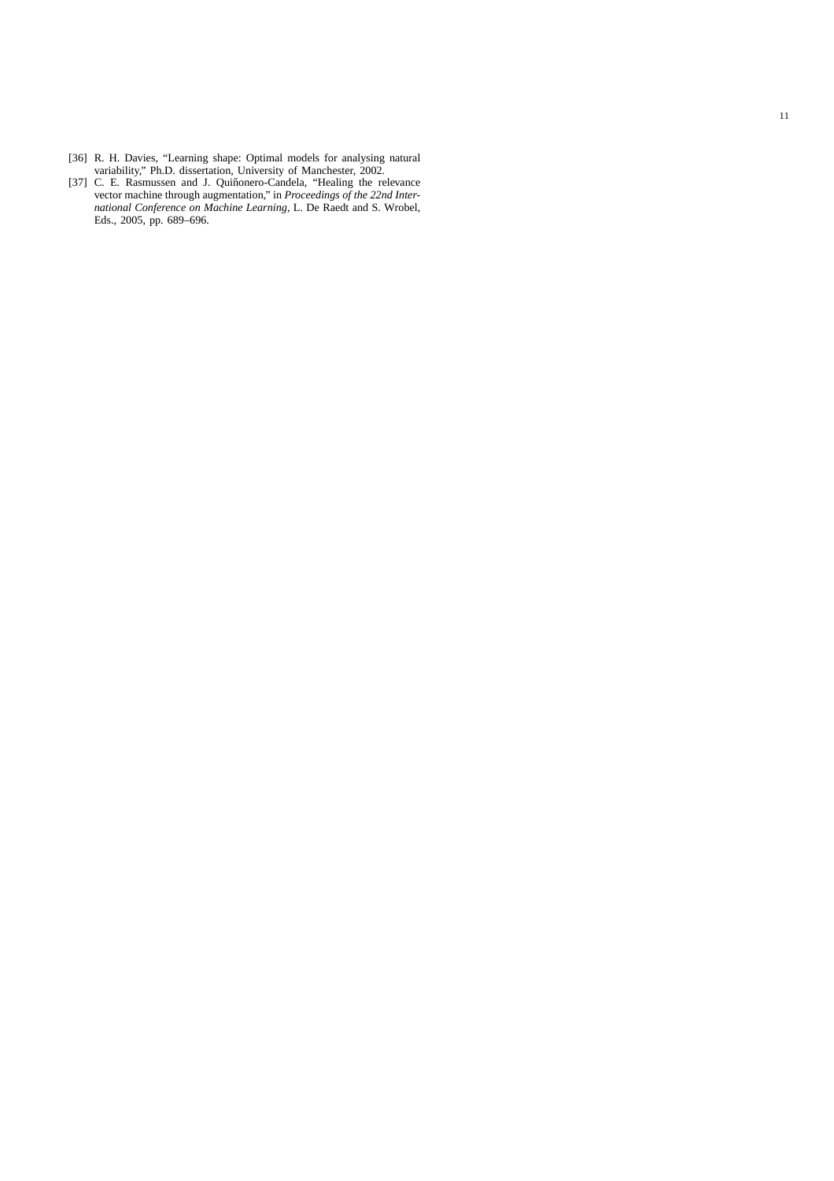[36] R. H. Davies, "Learning shape: Optimal models for analysing natural variability," Ph.D. dissertation, University of Manchester, 2002.

[37] C. E. Rasmussen and J. Quiñonero-Candela, "Healing the relevance vector machine through augmentation," in *Proceedings of the 22nd International Conference on Machine Learning*, L. De Raedt and S. Wrobel, Eds., 2005, pp. 689–696.